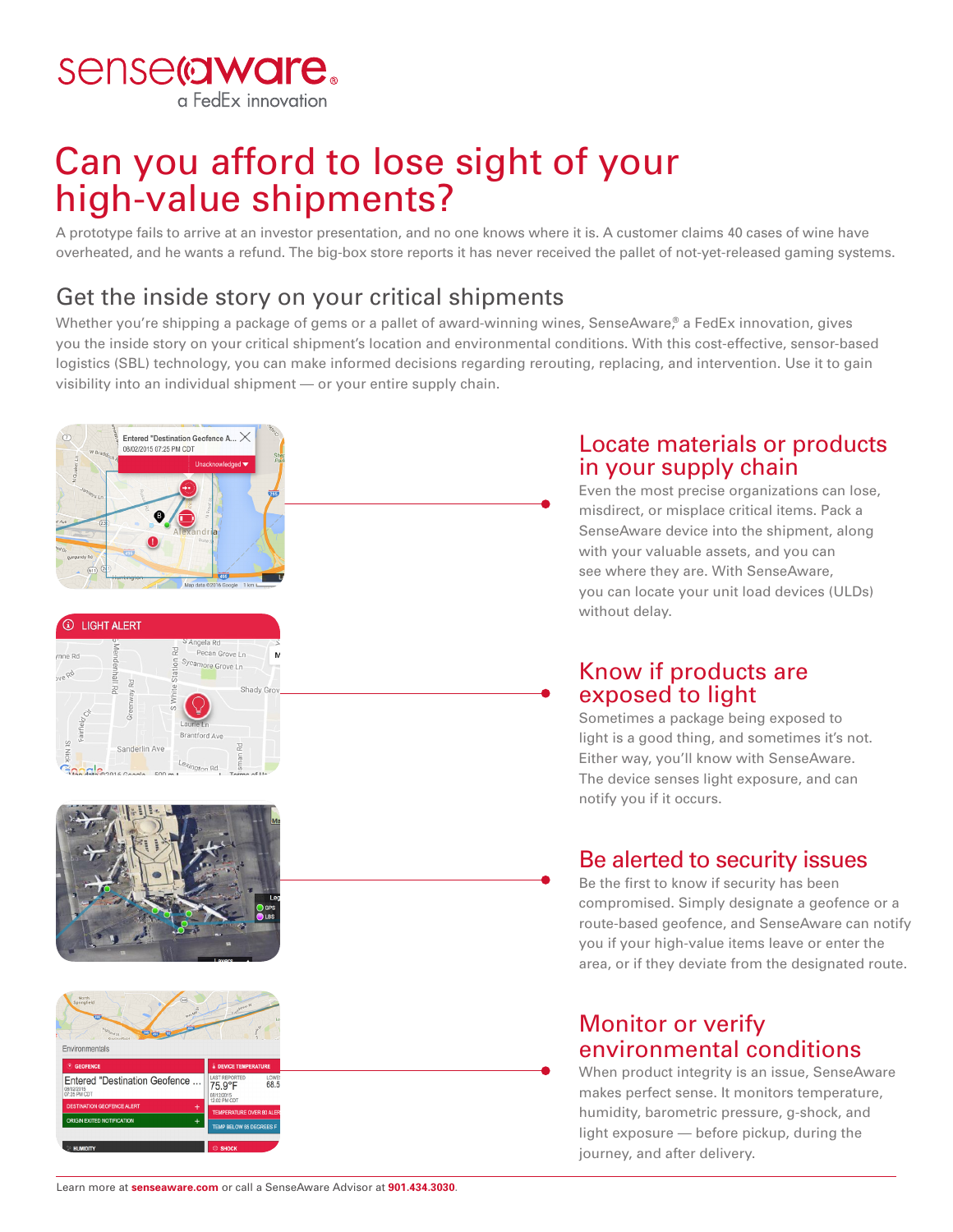senseaware®
a FedEx innovation

# Can you afford to lose sight of your high-value shipments?

A prototype fails to arrive at an investor presentation, and no one knows where it is. A customer claims 40 cases of wine have overheated, and he wants a refund. The big-box store reports it has never received the pallet of not-yet-released gaming systems.

## Get the inside story on your critical shipments

Whether you're shipping a package of gems or a pallet of award-winning wines, SenseAware,® a FedEx innovation, gives you the inside story on your critical shipment's location and environmental conditions. With this cost-effective, sensor-based logistics (SBL) technology, you can make informed decisions regarding rerouting, replacing, and intervention. Use it to gain visibility into an individual shipment — or your entire supply chain.

### Locate materials or products in your supply chain

Even the most precise organizations can lose, misdirect, or misplace critical items. Pack a SenseAware device into the shipment, along with your valuable assets, and you can see where they are. With SenseAware, you can locate your unit load devices (ULDs) without delay.

### Know if products are exposed to light

Sometimes a package being exposed to light is a good thing, and sometimes it's not. Either way, you'll know with SenseAware. The device senses light exposure, and can notify you if it occurs.

### Be alerted to security issues

Be the first to know if security has been compromised. Simply designate a geofence or a route-based geofence, and SenseAware can notify you if your high-value items leave or enter the area, or if they deviate from the designated route.

### Monitor or verify environmental conditions

When product integrity is an issue, SenseAware makes perfect sense. It monitors temperature, humidity, barometric pressure, g-shock, and light exposure — before pickup, during the journey, and after delivery.

Learn more at **senseaware.com** or call a SenseAware Advisor at **901.434.3030**.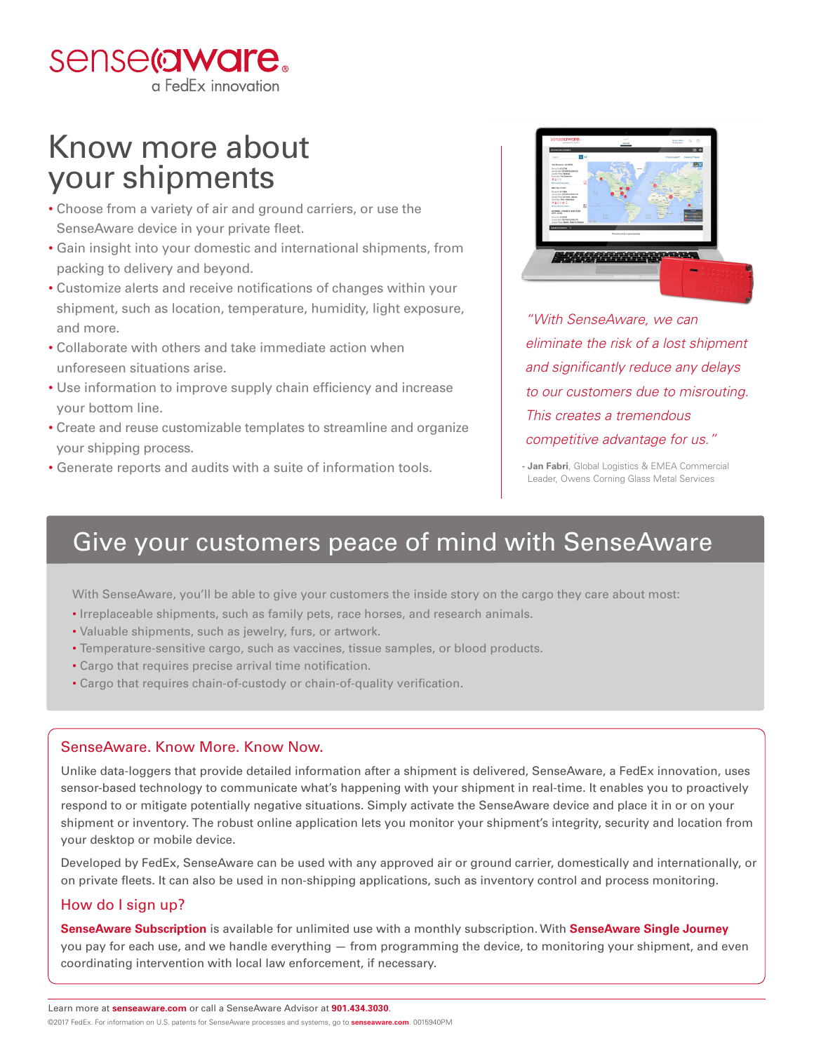senseaware® a FedEx innovation

# Know more about your shipments

- Choose from a variety of air and ground carriers, or use the SenseAware device in your private fleet.
- Gain insight into your domestic and international shipments, from packing to delivery and beyond.
- Customize alerts and receive notifications of changes within your shipment, such as location, temperature, humidity, light exposure, and more.
- Collaborate with others and take immediate action when unforeseen situations arise.
- Use information to improve supply chain efficiency and increase your bottom line.
- Create and reuse customizable templates to streamline and organize your shipping process.
- Generate reports and audits with a suite of information tools.

*"With SenseAware, we can eliminate the risk of a lost shipment and significantly reduce any delays to our customers due to misrouting. This creates a tremendous competitive advantage for us."*

\- **Jan Fabri**, Global Logistics & EMEA Commercial Leader, Owens Corning Glass Metal Services

## Give your customers peace of mind with SenseAware

With SenseAware, you'll be able to give your customers the inside story on the cargo they care about most:

- Irreplaceable shipments, such as family pets, race horses, and research animals.
- Valuable shipments, such as jewelry, furs, or artwork.
- Temperature-sensitive cargo, such as vaccines, tissue samples, or blood products.
- Cargo that requires precise arrival time notification.
- Cargo that requires chain-of-custody or chain-of-quality verification.

### SenseAware. Know More. Know Now.

Unlike data-loggers that provide detailed information after a shipment is delivered, SenseAware, a FedEx innovation, uses sensor-based technology to communicate what's happening with your shipment in real-time. It enables you to proactively respond to or mitigate potentially negative situations. Simply activate the SenseAware device and place it in or on your shipment or inventory. The robust online application lets you monitor your shipment's integrity, security and location from your desktop or mobile device.

Developed by FedEx, SenseAware can be used with any approved air or ground carrier, domestically and internationally, or on private fleets. It can also be used in non-shipping applications, such as inventory control and process monitoring.

### How do I sign up?

**SenseAware Subscription** is available for unlimited use with a monthly subscription. With **SenseAware Single Journey** you pay for each use, and we handle everything — from programming the device, to monitoring your shipment, and even coordinating intervention with local law enforcement, if necessary.

Learn more at **senseaware.com** or call a SenseAware Advisor at **901.434.3030**.

©2017 FedEx. For information on U.S. patents for SenseAware processes and systems, go to **senseaware.com**. 0015940PM